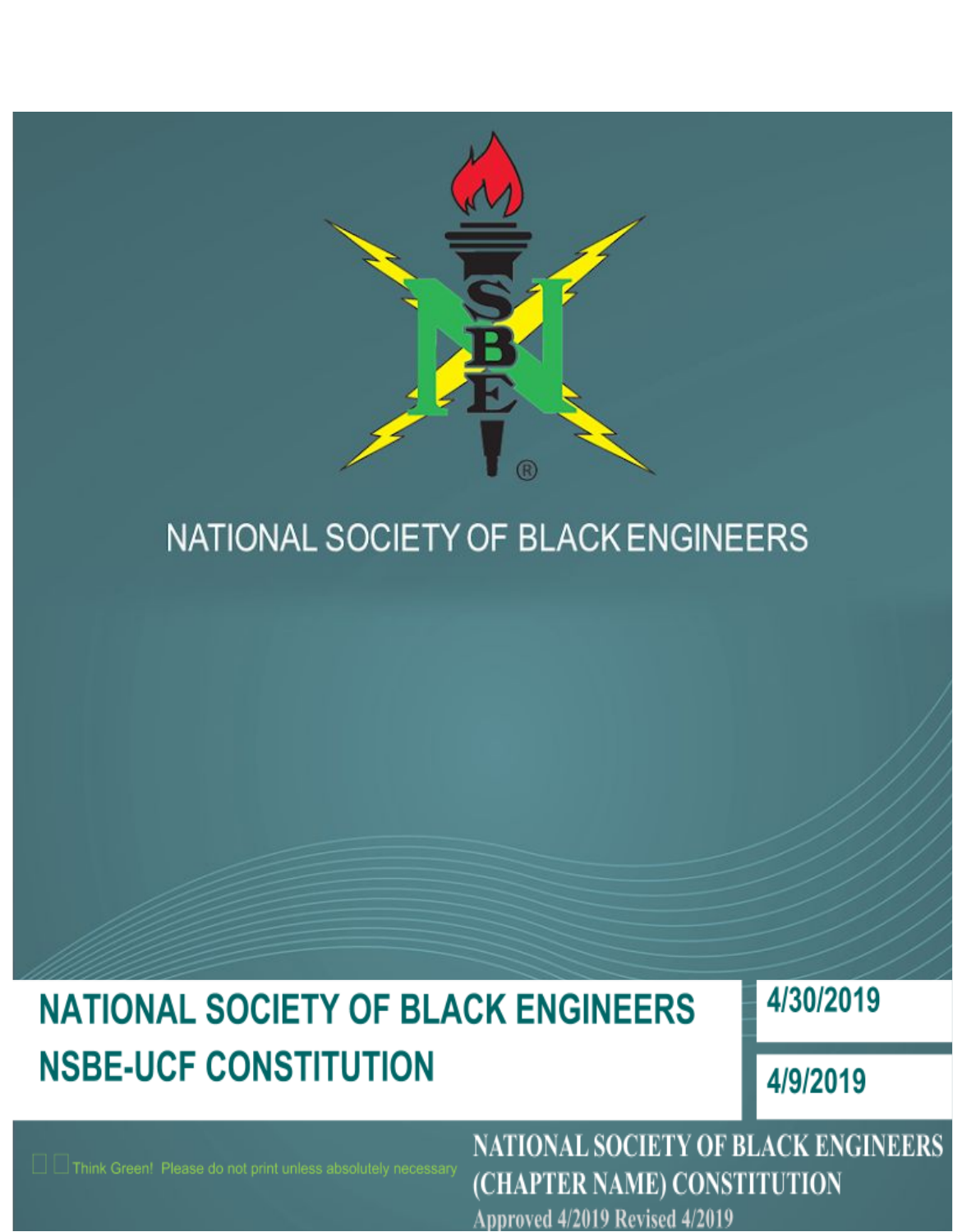NATIONAL SOCIETY OF BLACK ENGINEERS

# NATIONAL SOCIETY OF BLACK ENGINEERS NSBE-UCF CONSTITUTION

4/30/2019

4/9/2019

Think Green! Please do not print unless absolutely necessary

NATIONAL SOCIETY OF BLACK ENGINEERS (CHAPTER NAME) CONSTITUTION

Approved 4/2019 Revised 4/2019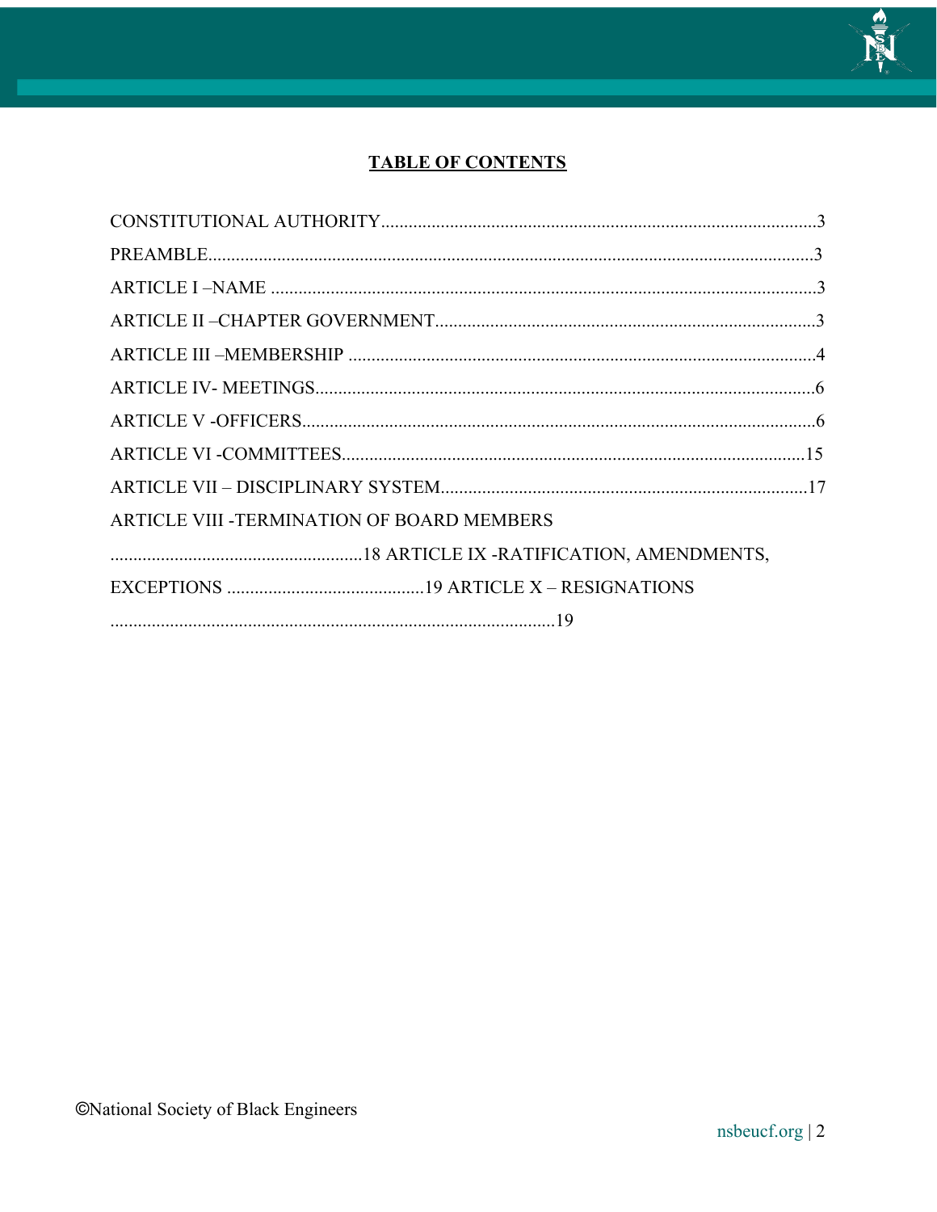# TABLE OF CONTENTS

CONSTITUTIONAL AUTHORITY...........................................................................................3

PREAMBLE.................................................................................................................................3

ARTICLE I –NAME .....................................................................................................................3

ARTICLE II –CHAPTER GOVERNMENT..................................................................................3

ARTICLE III –MEMBERSHIP .....................................................................................................4

ARTICLE IV- MEETINGS............................................................................................................6

ARTICLE V -OFFICERS................................................................................................................6

ARTICLE VI -COMMITTEES.....................................................................................................15

ARTICLE VII – DISCIPLINARY SYSTEM................................................................................17

ARTICLE VIII -TERMINATION OF BOARD MEMBERS

.......................................................18 ARTICLE IX -RATIFICATION, AMENDMENTS,

EXCEPTIONS ...........................................19 ARTICLE X – RESIGNATIONS

.................................................................................................19

©National Society of Black Engineers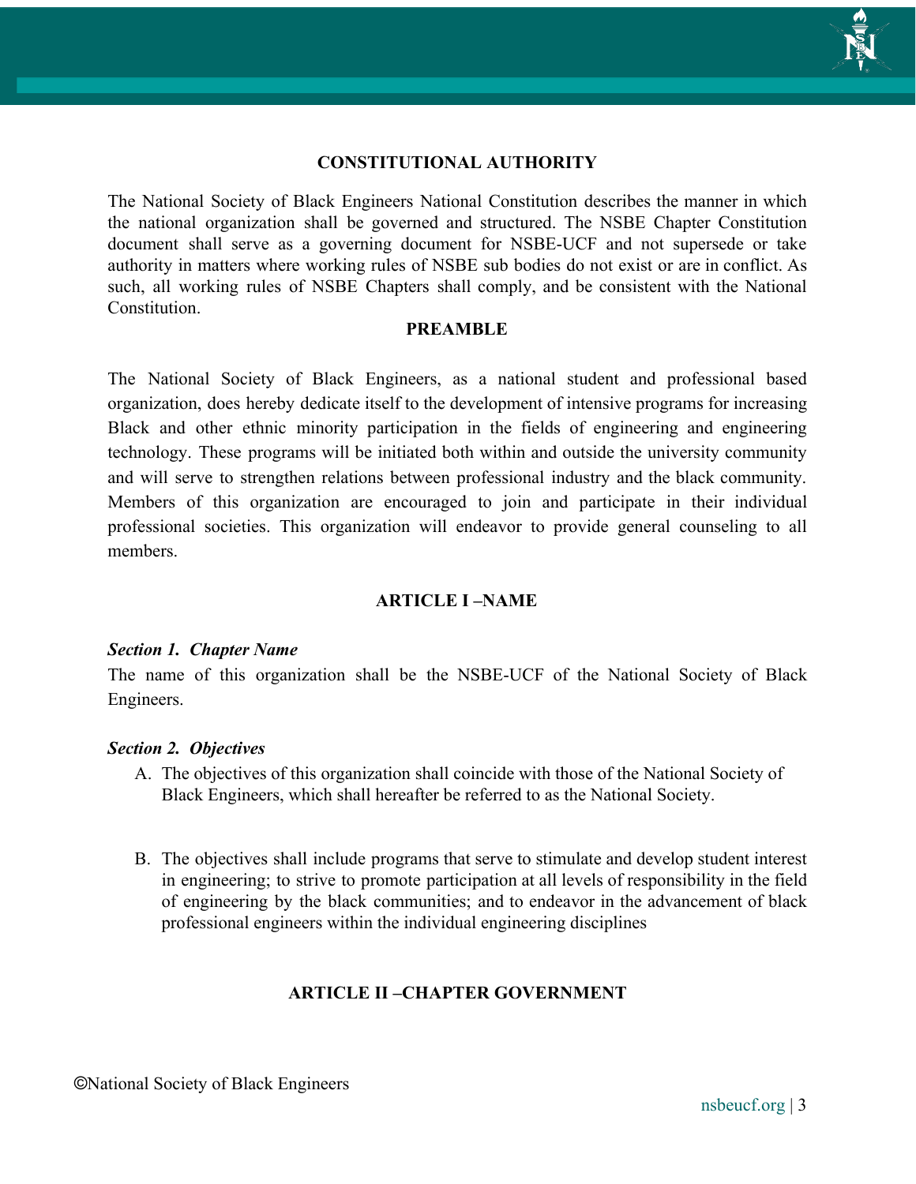## CONSTITUTIONAL AUTHORITY

The National Society of Black Engineers National Constitution describes the manner in which the national organization shall be governed and structured. The NSBE Chapter Constitution document shall serve as a governing document for NSBE-UCF and not supersede or take authority in matters where working rules of NSBE sub bodies do not exist or are in conflict. As such, all working rules of NSBE Chapters shall comply, and be consistent with the National Constitution.

## PREAMBLE

The National Society of Black Engineers, as a national student and professional based organization, does hereby dedicate itself to the development of intensive programs for increasing Black and other ethnic minority participation in the fields of engineering and engineering technology. These programs will be initiated both within and outside the university community and will serve to strengthen relations between professional industry and the black community. Members of this organization are encouraged to join and participate in their individual professional societies. This organization will endeavor to provide general counseling to all members.

## ARTICLE I –NAME

***Section 1. Chapter Name***

The name of this organization shall be the NSBE-UCF of the National Society of Black Engineers.

***Section 2. Objectives***

A. The objectives of this organization shall coincide with those of the National Society of Black Engineers, which shall hereafter be referred to as the National Society.

B. The objectives shall include programs that serve to stimulate and develop student interest in engineering; to strive to promote participation at all levels of responsibility in the field of engineering by the black communities; and to endeavor in the advancement of black professional engineers within the individual engineering disciplines

## ARTICLE II –CHAPTER GOVERNMENT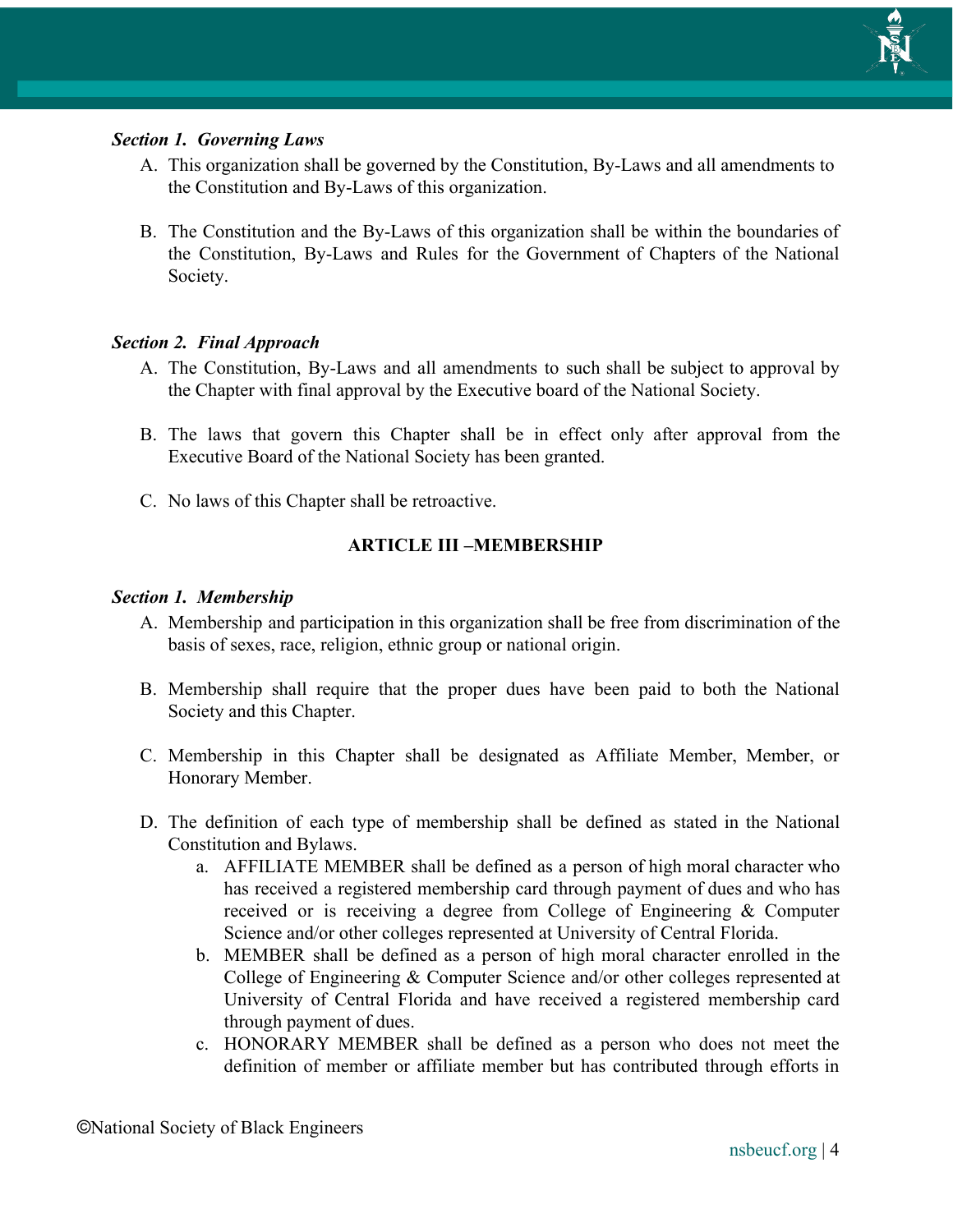***Section 1. Governing Laws***

A. This organization shall be governed by the Constitution, By-Laws and all amendments to the Constitution and By-Laws of this organization.

B. The Constitution and the By-Laws of this organization shall be within the boundaries of the Constitution, By-Laws and Rules for the Government of Chapters of the National Society.

***Section 2. Final Approach***

A. The Constitution, By-Laws and all amendments to such shall be subject to approval by the Chapter with final approval by the Executive board of the National Society.

B. The laws that govern this Chapter shall be in effect only after approval from the Executive Board of the National Society has been granted.

C. No laws of this Chapter shall be retroactive.

## ARTICLE III –MEMBERSHIP

***Section 1. Membership***

A. Membership and participation in this organization shall be free from discrimination of the basis of sexes, race, religion, ethnic group or national origin.

B. Membership shall require that the proper dues have been paid to both the National Society and this Chapter.

C. Membership in this Chapter shall be designated as Affiliate Member, Member, or Honorary Member.

D. The definition of each type of membership shall be defined as stated in the National Constitution and Bylaws.

   a. AFFILIATE MEMBER shall be defined as a person of high moral character who has received a registered membership card through payment of dues and who has received or is receiving a degree from College of Engineering & Computer Science and/or other colleges represented at University of Central Florida.

   b. MEMBER shall be defined as a person of high moral character enrolled in the College of Engineering & Computer Science and/or other colleges represented at University of Central Florida and have received a registered membership card through payment of dues.

   c. HONORARY MEMBER shall be defined as a person who does not meet the definition of member or affiliate member but has contributed through efforts in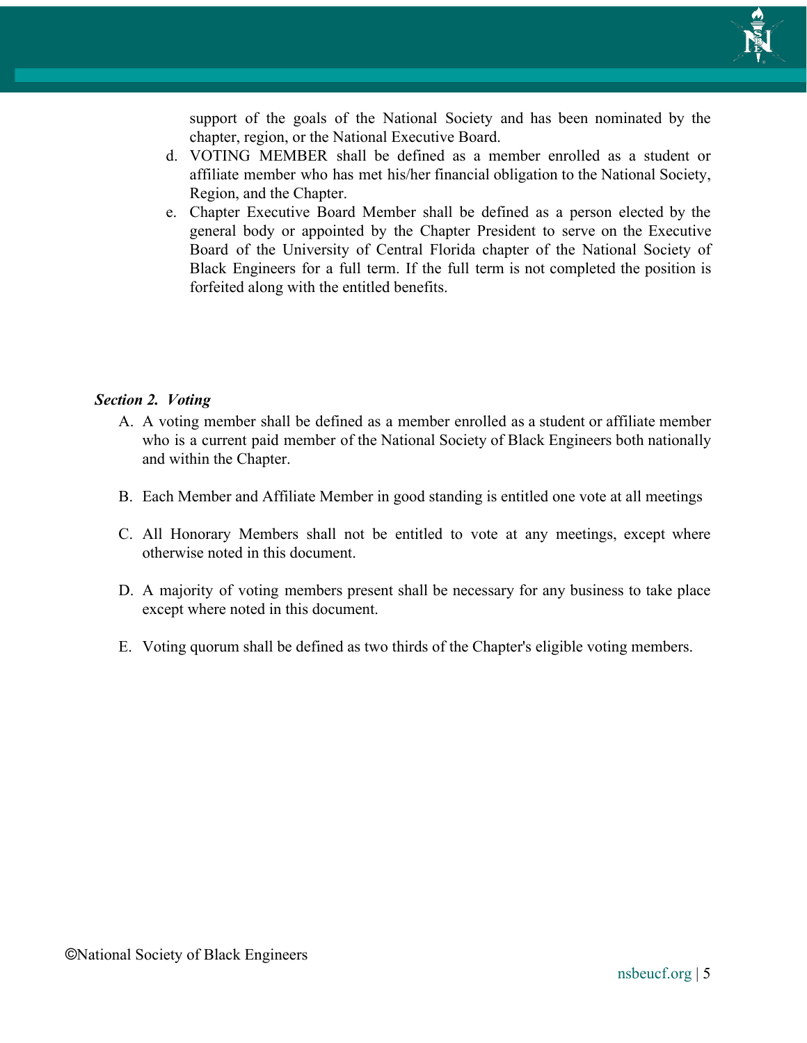support of the goals of the National Society and has been nominated by the chapter, region, or the National Executive Board.

d. VOTING MEMBER shall be defined as a member enrolled as a student or affiliate member who has met his/her financial obligation to the National Society, Region, and the Chapter.

e. Chapter Executive Board Member shall be defined as a person elected by the general body or appointed by the Chapter President to serve on the Executive Board of the University of Central Florida chapter of the National Society of Black Engineers for a full term. If the full term is not completed the position is forfeited along with the entitled benefits.

***Section 2. Voting***

A. A voting member shall be defined as a member enrolled as a student or affiliate member who is a current paid member of the National Society of Black Engineers both nationally and within the Chapter.

B. Each Member and Affiliate Member in good standing is entitled one vote at all meetings

C. All Honorary Members shall not be entitled to vote at any meetings, except where otherwise noted in this document.

D. A majority of voting members present shall be necessary for any business to take place except where noted in this document.

E. Voting quorum shall be defined as two thirds of the Chapter's eligible voting members.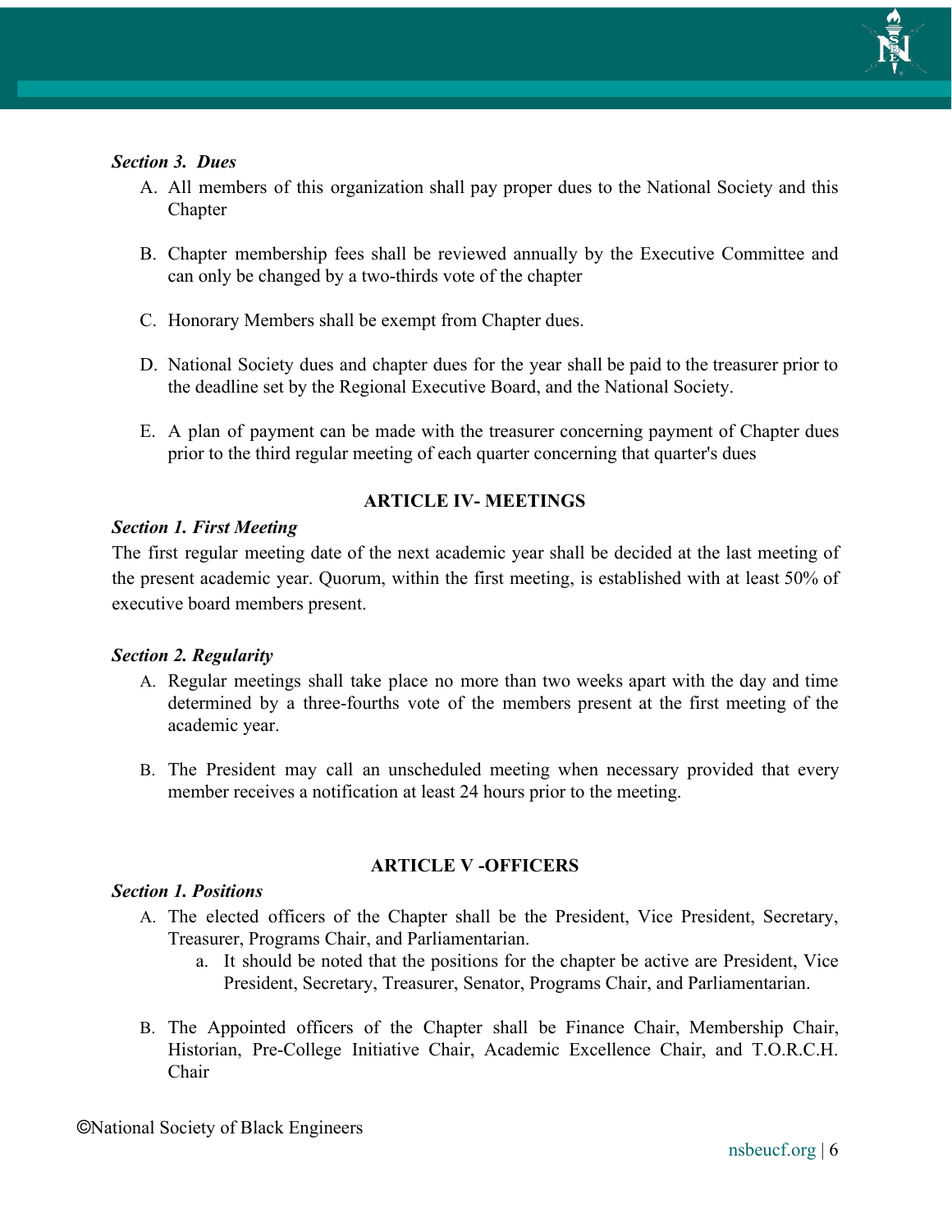***Section 3. Dues***

A. All members of this organization shall pay proper dues to the National Society and this Chapter

B. Chapter membership fees shall be reviewed annually by the Executive Committee and can only be changed by a two-thirds vote of the chapter

C. Honorary Members shall be exempt from Chapter dues.

D. National Society dues and chapter dues for the year shall be paid to the treasurer prior to the deadline set by the Regional Executive Board, and the National Society.

E. A plan of payment can be made with the treasurer concerning payment of Chapter dues prior to the third regular meeting of each quarter concerning that quarter's dues

## ARTICLE IV- MEETINGS

***Section 1. First Meeting***

The first regular meeting date of the next academic year shall be decided at the last meeting of the present academic year. Quorum, within the first meeting, is established with at least 50% of executive board members present.

***Section 2. Regularity***

A. Regular meetings shall take place no more than two weeks apart with the day and time determined by a three-fourths vote of the members present at the first meeting of the academic year.

B. The President may call an unscheduled meeting when necessary provided that every member receives a notification at least 24 hours prior to the meeting.

## ARTICLE V -OFFICERS

***Section 1. Positions***

A. The elected officers of the Chapter shall be the President, Vice President, Secretary, Treasurer, Programs Chair, and Parliamentarian.
   a. It should be noted that the positions for the chapter be active are President, Vice President, Secretary, Treasurer, Senator, Programs Chair, and Parliamentarian.

B. The Appointed officers of the Chapter shall be Finance Chair, Membership Chair, Historian, Pre-College Initiative Chair, Academic Excellence Chair, and T.O.R.C.H. Chair

©National Society of Black Engineers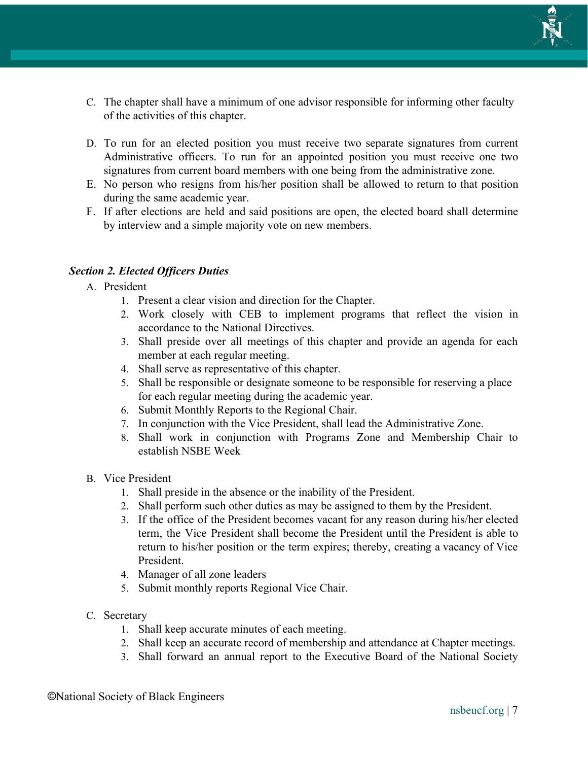C. The chapter shall have a minimum of one advisor responsible for informing other faculty of the activities of this chapter.

D. To run for an elected position you must receive two separate signatures from current Administrative officers. To run for an appointed position you must receive one two signatures from current board members with one being from the administrative zone.

E. No person who resigns from his/her position shall be allowed to return to that position during the same academic year.

F. If after elections are held and said positions are open, the elected board shall determine by interview and a simple majority vote on new members.

***Section 2. Elected Officers Duties***

A. President
   1. Present a clear vision and direction for the Chapter.
   2. Work closely with CEB to implement programs that reflect the vision in accordance to the National Directives.
   3. Shall preside over all meetings of this chapter and provide an agenda for each member at each regular meeting.
   4. Shall serve as representative of this chapter.
   5. Shall be responsible or designate someone to be responsible for reserving a place for each regular meeting during the academic year.
   6. Submit Monthly Reports to the Regional Chair.
   7. In conjunction with the Vice President, shall lead the Administrative Zone.
   8. Shall work in conjunction with Programs Zone and Membership Chair to establish NSBE Week

B. Vice President
   1. Shall preside in the absence or the inability of the President.
   2. Shall perform such other duties as may be assigned to them by the President.
   3. If the office of the President becomes vacant for any reason during his/her elected term, the Vice President shall become the President until the President is able to return to his/her position or the term expires; thereby, creating a vacancy of Vice President.
   4. Manager of all zone leaders
   5. Submit monthly reports Regional Vice Chair.

C. Secretary
   1. Shall keep accurate minutes of each meeting.
   2. Shall keep an accurate record of membership and attendance at Chapter meetings.
   3. Shall forward an annual report to the Executive Board of the National Society

©National Society of Black Engineers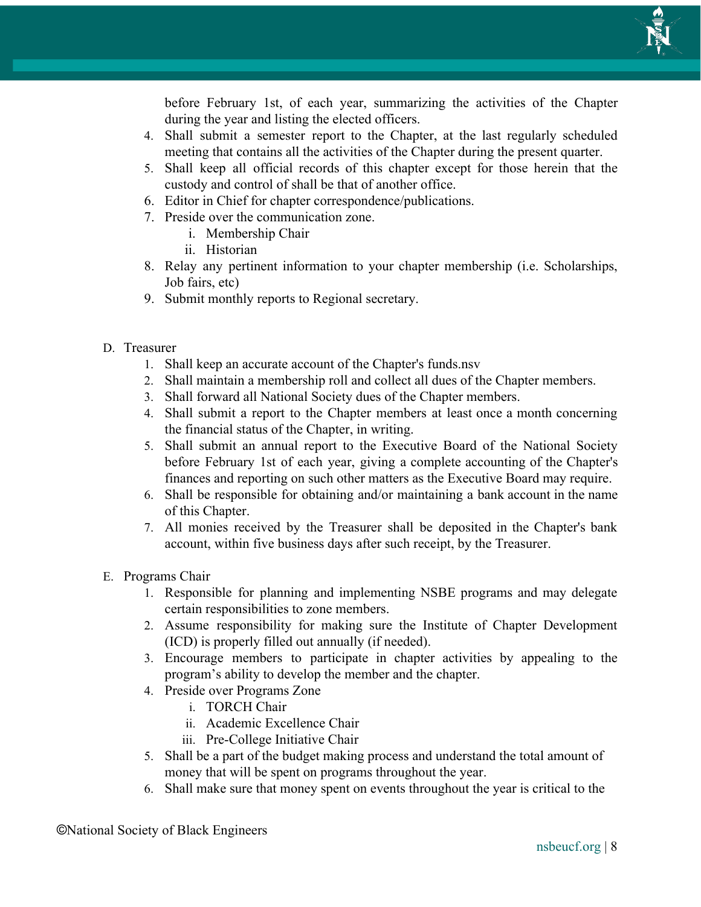before February 1st, of each year, summarizing the activities of the Chapter during the year and listing the elected officers.

4. Shall submit a semester report to the Chapter, at the last regularly scheduled meeting that contains all the activities of the Chapter during the present quarter.
5. Shall keep all official records of this chapter except for those herein that the custody and control of shall be that of another office.
6. Editor in Chief for chapter correspondence/publications.
7. Preside over the communication zone.
   i. Membership Chair
   ii. Historian
8. Relay any pertinent information to your chapter membership (i.e. Scholarships, Job fairs, etc)
9. Submit monthly reports to Regional secretary.

D. Treasurer

1. Shall keep an accurate account of the Chapter's funds.nsv
2. Shall maintain a membership roll and collect all dues of the Chapter members.
3. Shall forward all National Society dues of the Chapter members.
4. Shall submit a report to the Chapter members at least once a month concerning the financial status of the Chapter, in writing.
5. Shall submit an annual report to the Executive Board of the National Society before February 1st of each year, giving a complete accounting of the Chapter's finances and reporting on such other matters as the Executive Board may require.
6. Shall be responsible for obtaining and/or maintaining a bank account in the name of this Chapter.
7. All monies received by the Treasurer shall be deposited in the Chapter's bank account, within five business days after such receipt, by the Treasurer.

E. Programs Chair

1. Responsible for planning and implementing NSBE programs and may delegate certain responsibilities to zone members.
2. Assume responsibility for making sure the Institute of Chapter Development (ICD) is properly filled out annually (if needed).
3. Encourage members to participate in chapter activities by appealing to the program's ability to develop the member and the chapter.
4. Preside over Programs Zone
   i. TORCH Chair
   ii. Academic Excellence Chair
   iii. Pre-College Initiative Chair
5. Shall be a part of the budget making process and understand the total amount of money that will be spent on programs throughout the year.
6. Shall make sure that money spent on events throughout the year is critical to the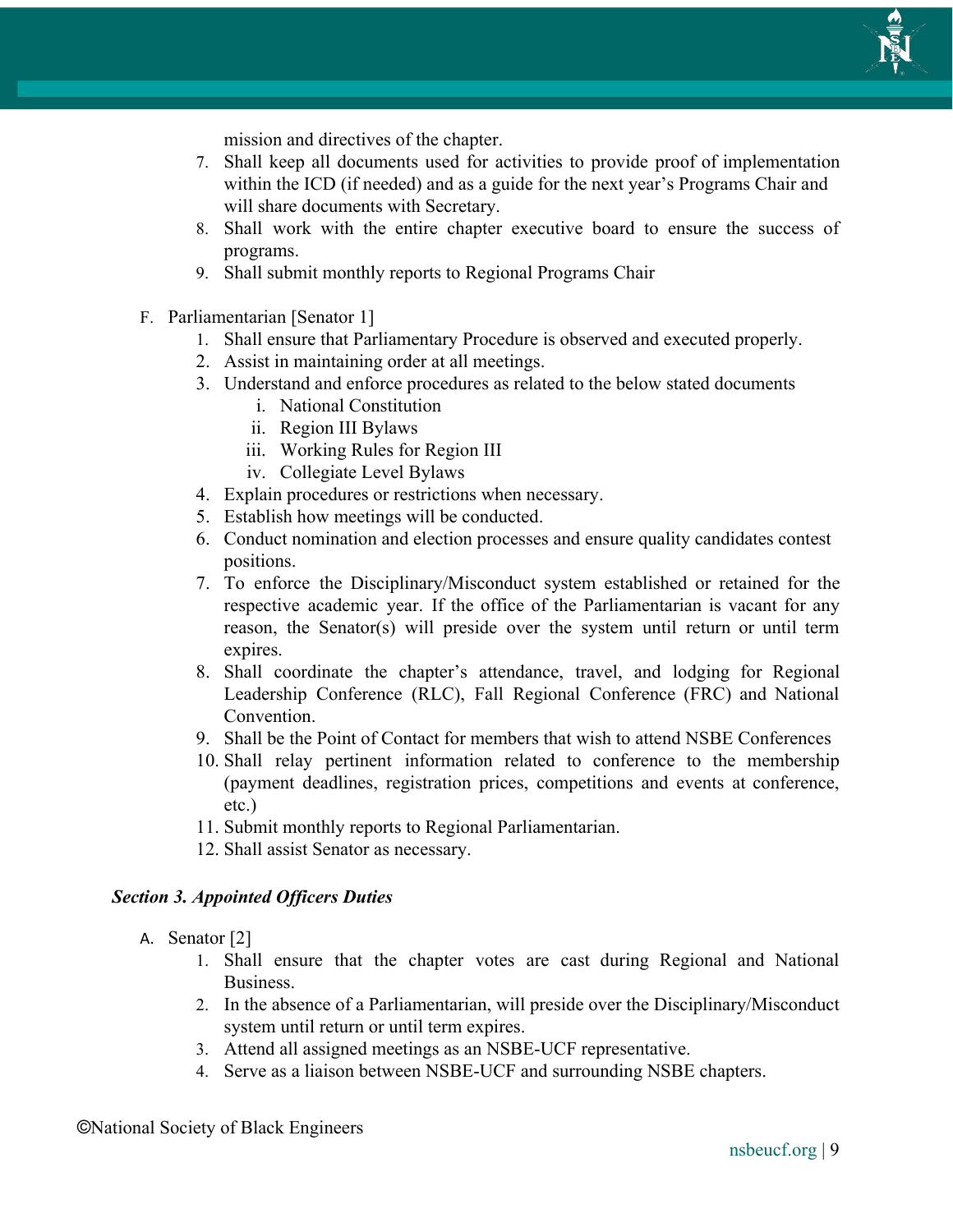mission and directives of the chapter.

7. Shall keep all documents used for activities to provide proof of implementation within the ICD (if needed) and as a guide for the next year's Programs Chair and will share documents with Secretary.
8. Shall work with the entire chapter executive board to ensure the success of programs.
9. Shall submit monthly reports to Regional Programs Chair

F. Parliamentarian [Senator 1]

1. Shall ensure that Parliamentary Procedure is observed and executed properly.
2. Assist in maintaining order at all meetings.
3. Understand and enforce procedures as related to the below stated documents
   - i. National Constitution
   - ii. Region III Bylaws
   - iii. Working Rules for Region III
   - iv. Collegiate Level Bylaws
4. Explain procedures or restrictions when necessary.
5. Establish how meetings will be conducted.
6. Conduct nomination and election processes and ensure quality candidates contest positions.
7. To enforce the Disciplinary/Misconduct system established or retained for the respective academic year. If the office of the Parliamentarian is vacant for any reason, the Senator(s) will preside over the system until return or until term expires.
8. Shall coordinate the chapter's attendance, travel, and lodging for Regional Leadership Conference (RLC), Fall Regional Conference (FRC) and National Convention.
9. Shall be the Point of Contact for members that wish to attend NSBE Conferences
10. Shall relay pertinent information related to conference to the membership (payment deadlines, registration prices, competitions and events at conference, etc.)
11. Submit monthly reports to Regional Parliamentarian.
12. Shall assist Senator as necessary.

***Section 3. Appointed Officers Duties***

A. Senator [2]

1. Shall ensure that the chapter votes are cast during Regional and National Business.
2. In the absence of a Parliamentarian, will preside over the Disciplinary/Misconduct system until return or until term expires.
3. Attend all assigned meetings as an NSBE-UCF representative.
4. Serve as a liaison between NSBE-UCF and surrounding NSBE chapters.

©National Society of Black Engineers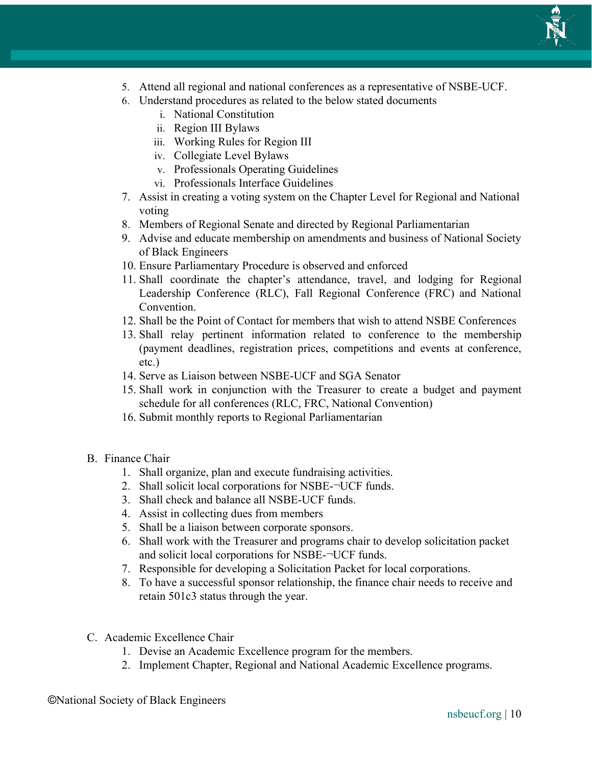5. Attend all regional and national conferences as a representative of NSBE-UCF.
6. Understand procedures as related to the below stated documents
    i. National Constitution
    ii. Region III Bylaws
    iii. Working Rules for Region III
    iv. Collegiate Level Bylaws
    v. Professionals Operating Guidelines
    vi. Professionals Interface Guidelines
7. Assist in creating a voting system on the Chapter Level for Regional and National voting
8. Members of Regional Senate and directed by Regional Parliamentarian
9. Advise and educate membership on amendments and business of National Society of Black Engineers
10. Ensure Parliamentary Procedure is observed and enforced
11. Shall coordinate the chapter's attendance, travel, and lodging for Regional Leadership Conference (RLC), Fall Regional Conference (FRC) and National Convention.
12. Shall be the Point of Contact for members that wish to attend NSBE Conferences
13. Shall relay pertinent information related to conference to the membership (payment deadlines, registration prices, competitions and events at conference, etc.)
14. Serve as Liaison between NSBE-UCF and SGA Senator
15. Shall work in conjunction with the Treasurer to create a budget and payment schedule for all conferences (RLC, FRC, National Convention)
16. Submit monthly reports to Regional Parliamentarian

B. Finance Chair
1. Shall organize, plan and execute fundraising activities.
2. Shall solicit local corporations for NSBE-¬UCF funds.
3. Shall check and balance all NSBE-UCF funds.
4. Assist in collecting dues from members
5. Shall be a liaison between corporate sponsors.
6. Shall work with the Treasurer and programs chair to develop solicitation packet and solicit local corporations for NSBE-¬UCF funds.
7. Responsible for developing a Solicitation Packet for local corporations.
8. To have a successful sponsor relationship, the finance chair needs to receive and retain 501c3 status through the year.

C. Academic Excellence Chair
1. Devise an Academic Excellence program for the members.
2. Implement Chapter, Regional and National Academic Excellence programs.

©National Society of Black Engineers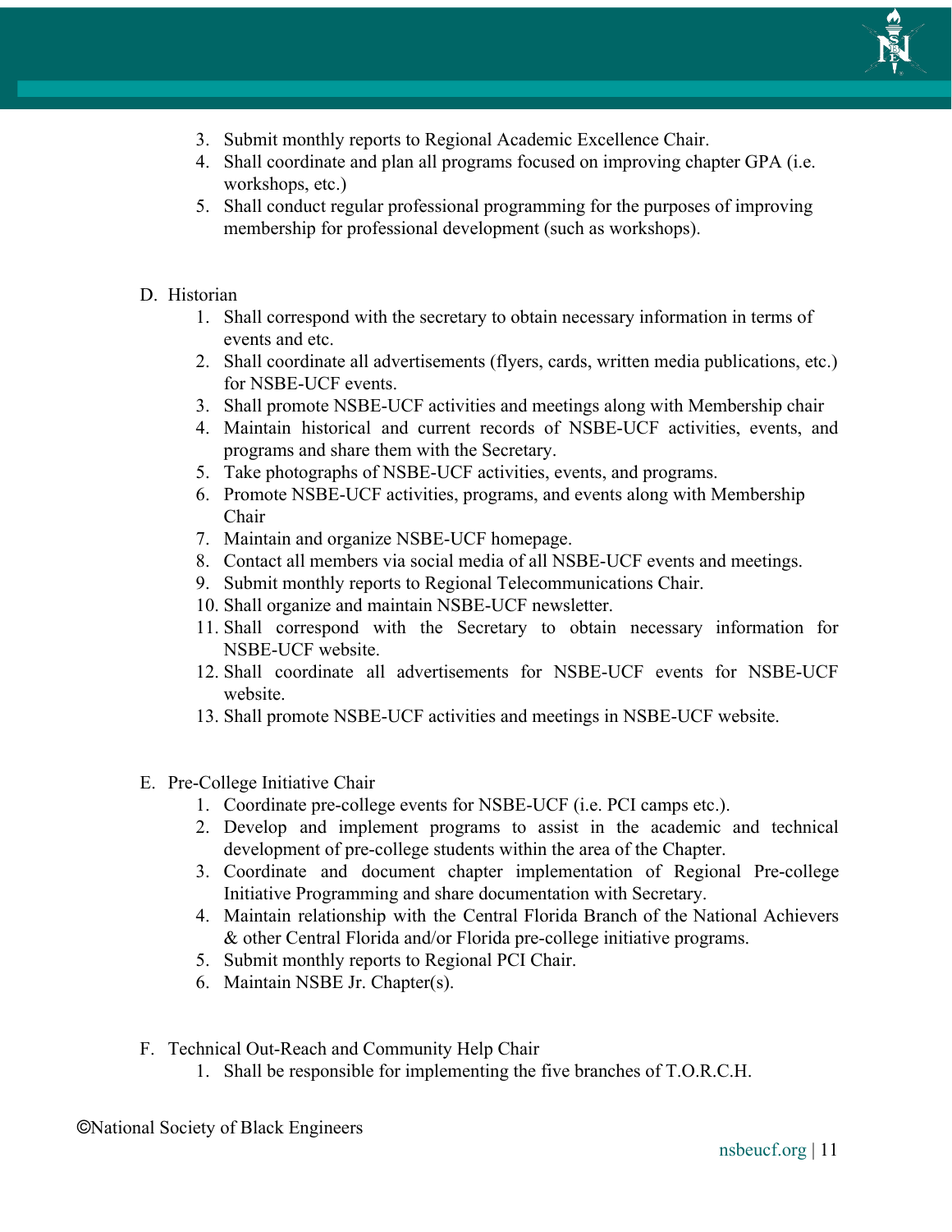3. Submit monthly reports to Regional Academic Excellence Chair.
4. Shall coordinate and plan all programs focused on improving chapter GPA (i.e. workshops, etc.)
5. Shall conduct regular professional programming for the purposes of improving membership for professional development (such as workshops).

D. Historian

1. Shall correspond with the secretary to obtain necessary information in terms of events and etc.
2. Shall coordinate all advertisements (flyers, cards, written media publications, etc.) for NSBE-UCF events.
3. Shall promote NSBE-UCF activities and meetings along with Membership chair
4. Maintain historical and current records of NSBE-UCF activities, events, and programs and share them with the Secretary.
5. Take photographs of NSBE-UCF activities, events, and programs.
6. Promote NSBE-UCF activities, programs, and events along with Membership Chair
7. Maintain and organize NSBE-UCF homepage.
8. Contact all members via social media of all NSBE-UCF events and meetings.
9. Submit monthly reports to Regional Telecommunications Chair.
10. Shall organize and maintain NSBE-UCF newsletter.
11. Shall correspond with the Secretary to obtain necessary information for NSBE-UCF website.
12. Shall coordinate all advertisements for NSBE-UCF events for NSBE-UCF website.
13. Shall promote NSBE-UCF activities and meetings in NSBE-UCF website.

E. Pre-College Initiative Chair

1. Coordinate pre-college events for NSBE-UCF (i.e. PCI camps etc.).
2. Develop and implement programs to assist in the academic and technical development of pre-college students within the area of the Chapter.
3. Coordinate and document chapter implementation of Regional Pre-college Initiative Programming and share documentation with Secretary.
4. Maintain relationship with the Central Florida Branch of the National Achievers & other Central Florida and/or Florida pre-college initiative programs.
5. Submit monthly reports to Regional PCI Chair.
6. Maintain NSBE Jr. Chapter(s).

F. Technical Out-Reach and Community Help Chair

1. Shall be responsible for implementing the five branches of T.O.R.C.H.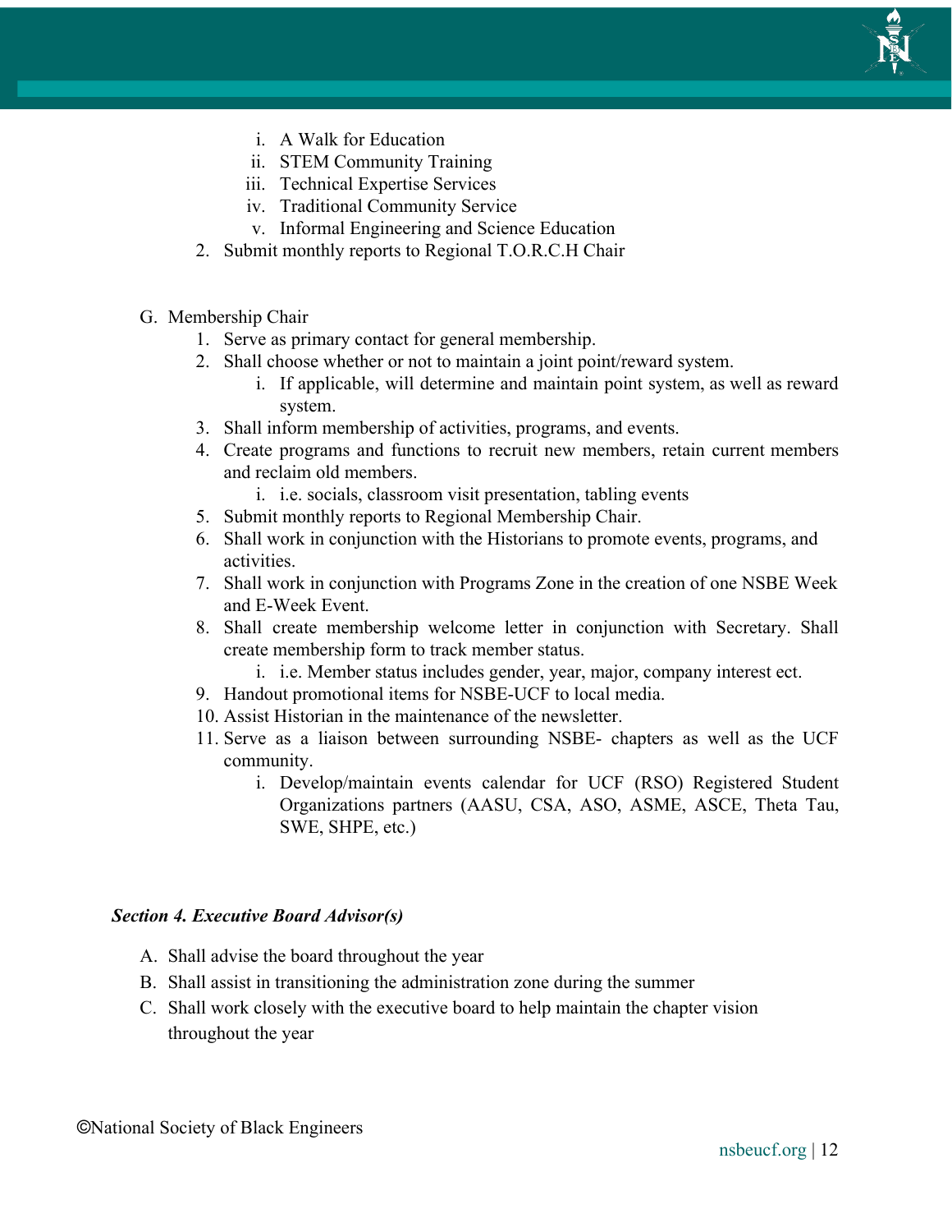i. A Walk for Education
  ii. STEM Community Training
  iii. Technical Expertise Services
  iv. Traditional Community Service
  v. Informal Engineering and Science Education
2. Submit monthly reports to Regional T.O.R.C.H Chair

G. Membership Chair
1. Serve as primary contact for general membership.
2. Shall choose whether or not to maintain a joint point/reward system.
   i. If applicable, will determine and maintain point system, as well as reward system.
3. Shall inform membership of activities, programs, and events.
4. Create programs and functions to recruit new members, retain current members and reclaim old members.
   i. i.e. socials, classroom visit presentation, tabling events
5. Submit monthly reports to Regional Membership Chair.
6. Shall work in conjunction with the Historians to promote events, programs, and activities.
7. Shall work in conjunction with Programs Zone in the creation of one NSBE Week and E-Week Event.
8. Shall create membership welcome letter in conjunction with Secretary. Shall create membership form to track member status.
   i. i.e. Member status includes gender, year, major, company interest ect.
9. Handout promotional items for NSBE-UCF to local media.
10. Assist Historian in the maintenance of the newsletter.
11. Serve as a liaison between surrounding NSBE- chapters as well as the UCF community.
    i. Develop/maintain events calendar for UCF (RSO) Registered Student Organizations partners (AASU, CSA, ASO, ASME, ASCE, Theta Tau, SWE, SHPE, etc.)

***Section 4. Executive Board Advisor(s)***

A. Shall advise the board throughout the year
B. Shall assist in transitioning the administration zone during the summer
C. Shall work closely with the executive board to help maintain the chapter vision throughout the year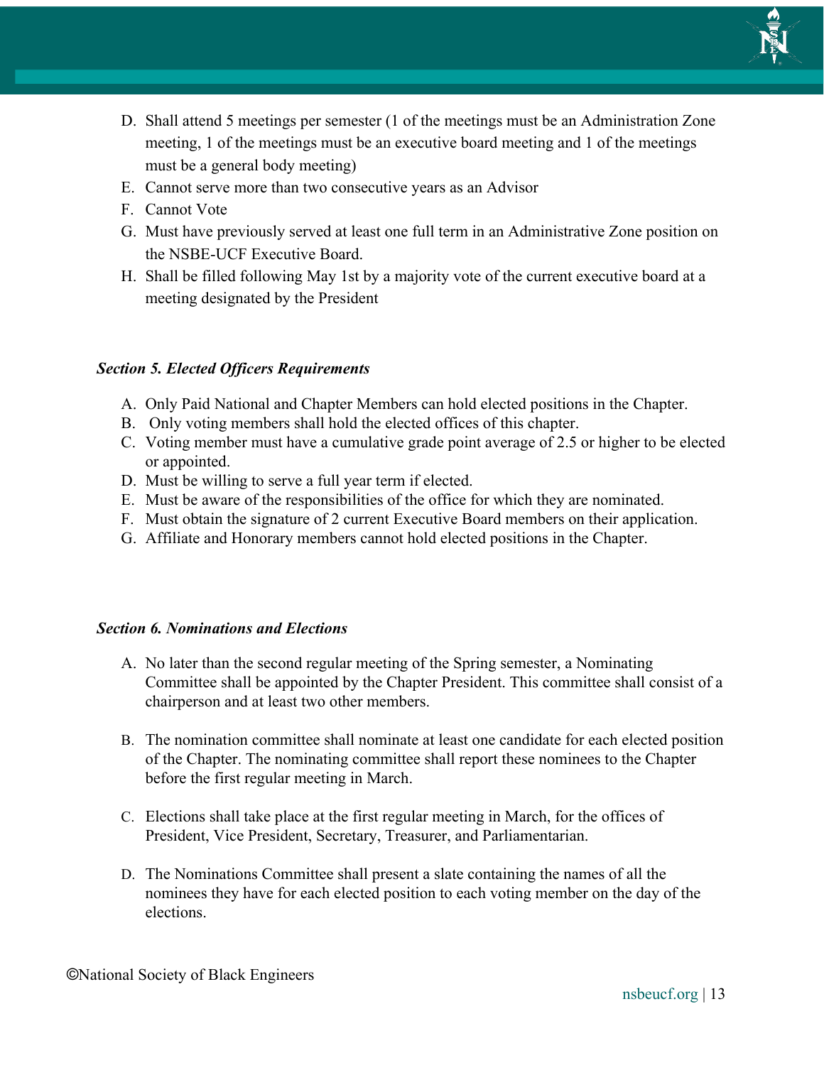D. Shall attend 5 meetings per semester (1 of the meetings must be an Administration Zone meeting, 1 of the meetings must be an executive board meeting and 1 of the meetings must be a general body meeting)
E. Cannot serve more than two consecutive years as an Advisor
F. Cannot Vote
G. Must have previously served at least one full term in an Administrative Zone position on the NSBE-UCF Executive Board.
H. Shall be filled following May 1st by a majority vote of the current executive board at a meeting designated by the President

***Section 5. Elected Officers Requirements***

A. Only Paid National and Chapter Members can hold elected positions in the Chapter.
B. Only voting members shall hold the elected offices of this chapter.
C. Voting member must have a cumulative grade point average of 2.5 or higher to be elected or appointed.
D. Must be willing to serve a full year term if elected.
E. Must be aware of the responsibilities of the office for which they are nominated.
F. Must obtain the signature of 2 current Executive Board members on their application.
G. Affiliate and Honorary members cannot hold elected positions in the Chapter.

***Section 6. Nominations and Elections***

A. No later than the second regular meeting of the Spring semester, a Nominating Committee shall be appointed by the Chapter President. This committee shall consist of a chairperson and at least two other members.

B. The nomination committee shall nominate at least one candidate for each elected position of the Chapter. The nominating committee shall report these nominees to the Chapter before the first regular meeting in March.

C. Elections shall take place at the first regular meeting in March, for the offices of President, Vice President, Secretary, Treasurer, and Parliamentarian.

D. The Nominations Committee shall present a slate containing the names of all the nominees they have for each elected position to each voting member on the day of the elections.

©National Society of Black Engineers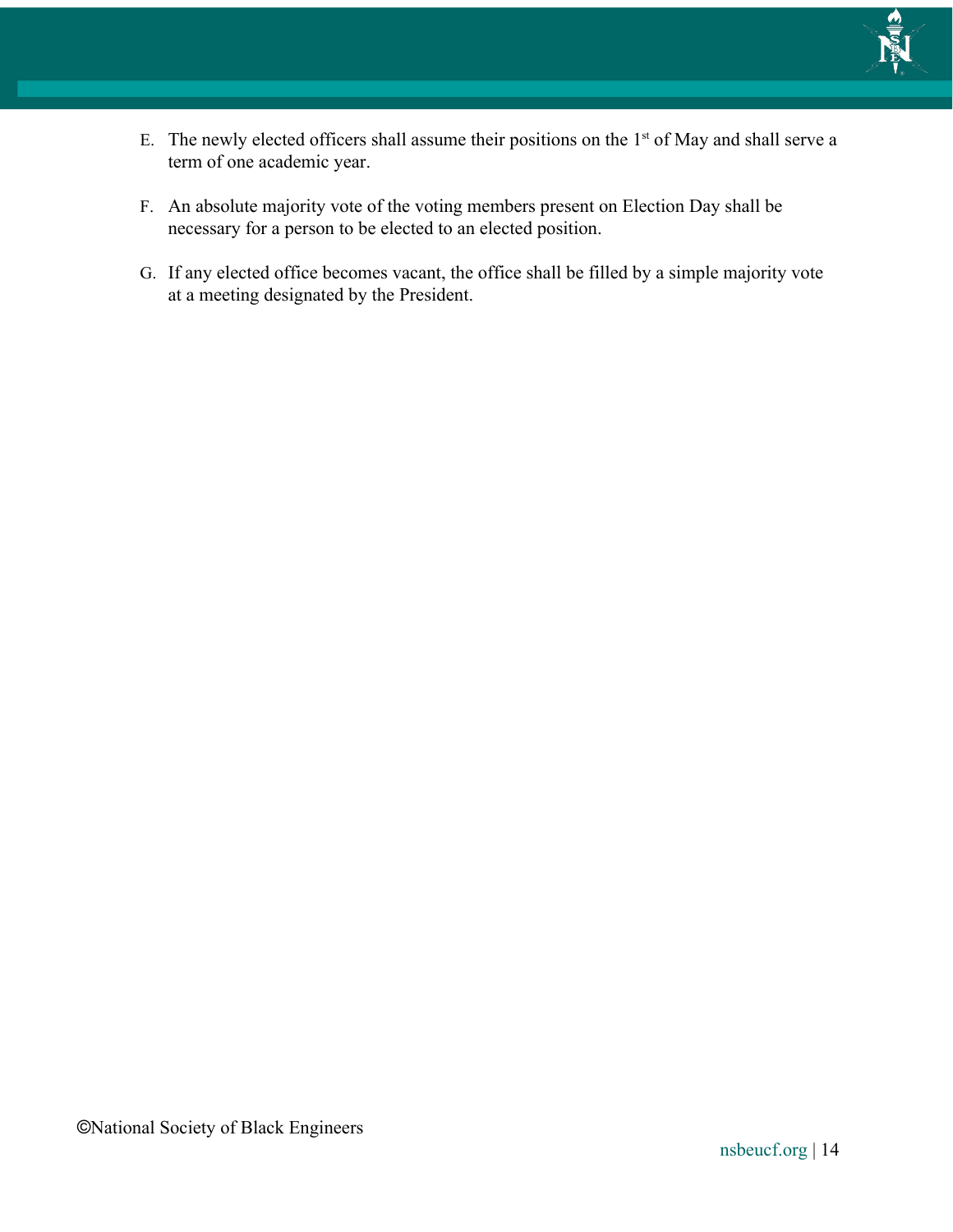E. The newly elected officers shall assume their positions on the 1st of May and shall serve a term of one academic year.

F. An absolute majority vote of the voting members present on Election Day shall be necessary for a person to be elected to an elected position.

G. If any elected office becomes vacant, the office shall be filled by a simple majority vote at a meeting designated by the President.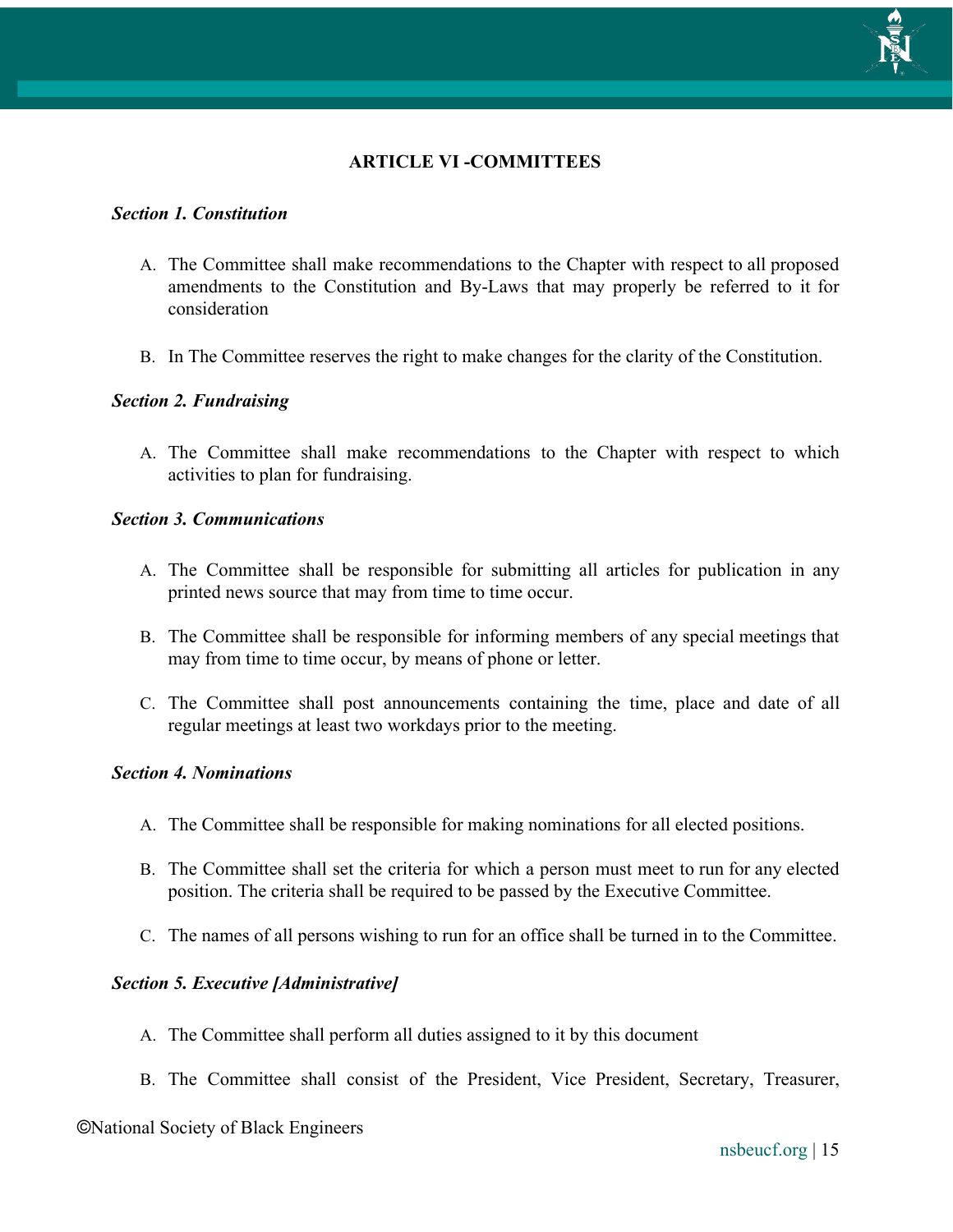## ARTICLE VI -COMMITTEES

***Section 1. Constitution***

A. The Committee shall make recommendations to the Chapter with respect to all proposed amendments to the Constitution and By-Laws that may properly be referred to it for consideration

B. In The Committee reserves the right to make changes for the clarity of the Constitution.

***Section 2. Fundraising***

A. The Committee shall make recommendations to the Chapter with respect to which activities to plan for fundraising.

***Section 3. Communications***

A. The Committee shall be responsible for submitting all articles for publication in any printed news source that may from time to time occur.

B. The Committee shall be responsible for informing members of any special meetings that may from time to time occur, by means of phone or letter.

C. The Committee shall post announcements containing the time, place and date of all regular meetings at least two workdays prior to the meeting.

***Section 4. Nominations***

A. The Committee shall be responsible for making nominations for all elected positions.

B. The Committee shall set the criteria for which a person must meet to run for any elected position. The criteria shall be required to be passed by the Executive Committee.

C. The names of all persons wishing to run for an office shall be turned in to the Committee.

***Section 5. Executive [Administrative]***

A. The Committee shall perform all duties assigned to it by this document

B. The Committee shall consist of the President, Vice President, Secretary, Treasurer,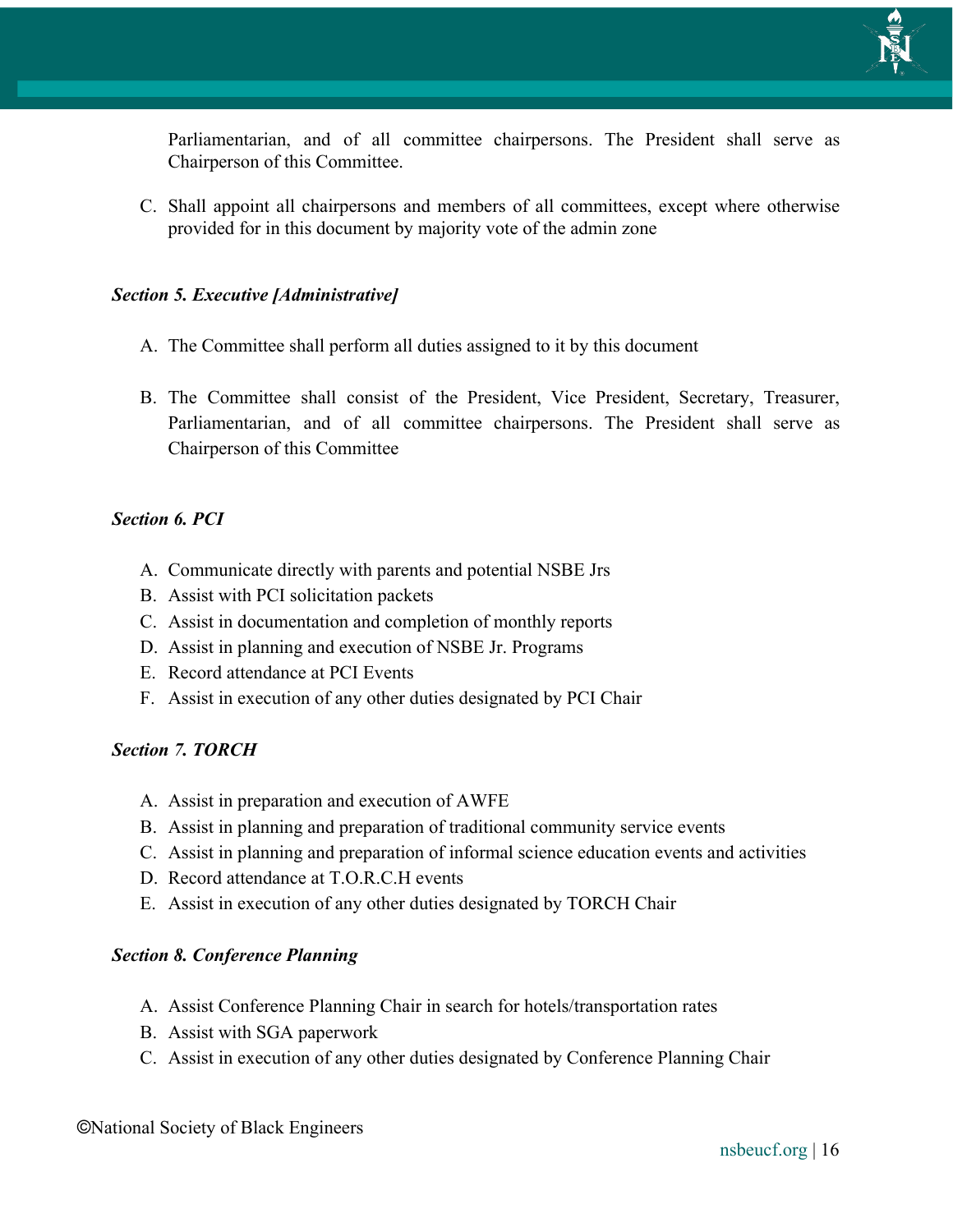Parliamentarian, and of all committee chairpersons. The President shall serve as Chairperson of this Committee.

C. Shall appoint all chairpersons and members of all committees, except where otherwise provided for in this document by majority vote of the admin zone

***Section 5. Executive [Administrative]***

A. The Committee shall perform all duties assigned to it by this document

B. The Committee shall consist of the President, Vice President, Secretary, Treasurer, Parliamentarian, and of all committee chairpersons. The President shall serve as Chairperson of this Committee

***Section 6. PCI***

A. Communicate directly with parents and potential NSBE Jrs
B. Assist with PCI solicitation packets
C. Assist in documentation and completion of monthly reports
D. Assist in planning and execution of NSBE Jr. Programs
E. Record attendance at PCI Events
F. Assist in execution of any other duties designated by PCI Chair

***Section 7. TORCH***

A. Assist in preparation and execution of AWFE
B. Assist in planning and preparation of traditional community service events
C. Assist in planning and preparation of informal science education events and activities
D. Record attendance at T.O.R.C.H events
E. Assist in execution of any other duties designated by TORCH Chair

***Section 8. Conference Planning***

A. Assist Conference Planning Chair in search for hotels/transportation rates
B. Assist with SGA paperwork
C. Assist in execution of any other duties designated by Conference Planning Chair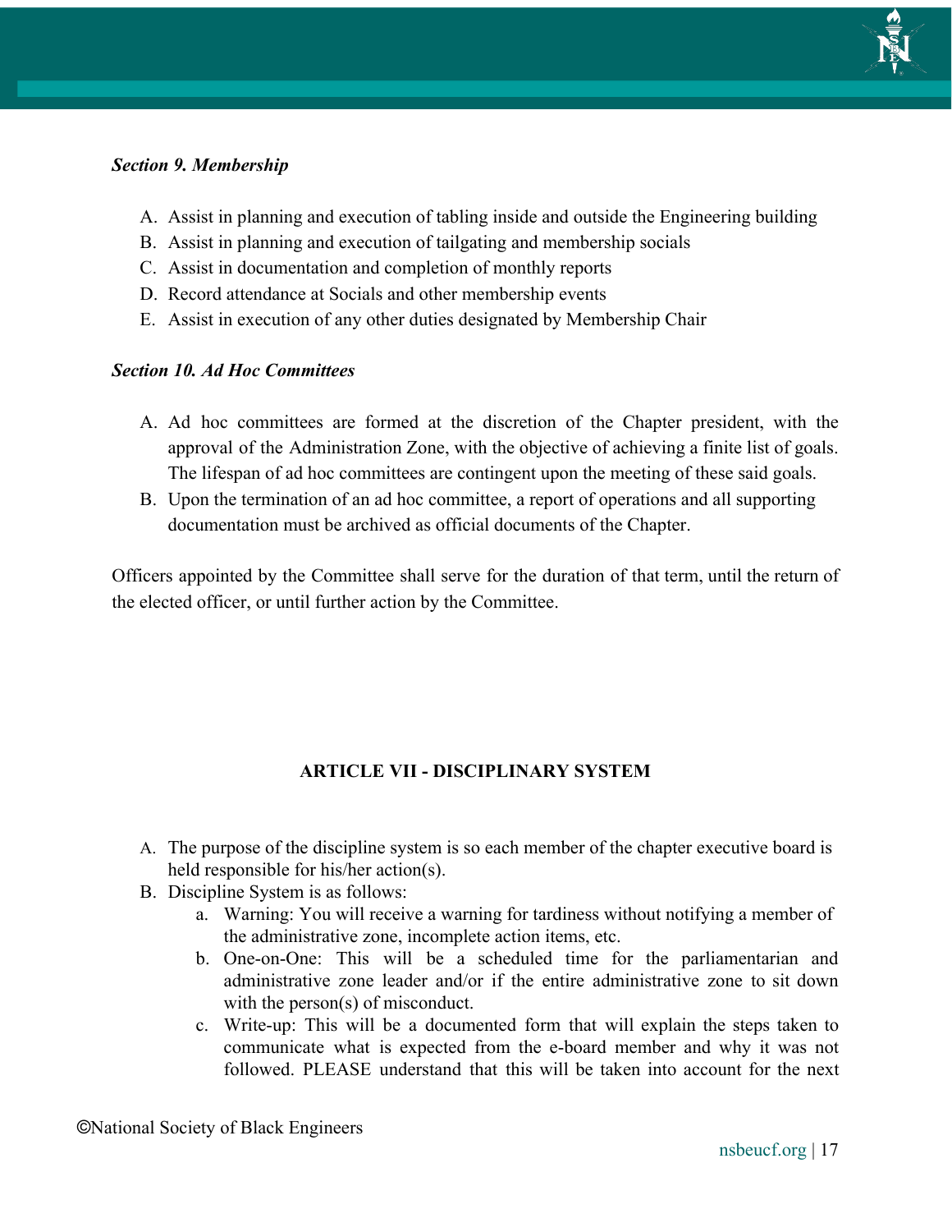*Section 9. Membership*

A. Assist in planning and execution of tabling inside and outside the Engineering building
B. Assist in planning and execution of tailgating and membership socials
C. Assist in documentation and completion of monthly reports
D. Record attendance at Socials and other membership events
E. Assist in execution of any other duties designated by Membership Chair

*Section 10. Ad Hoc Committees*

A. Ad hoc committees are formed at the discretion of the Chapter president, with the approval of the Administration Zone, with the objective of achieving a finite list of goals. The lifespan of ad hoc committees are contingent upon the meeting of these said goals.
B. Upon the termination of an ad hoc committee, a report of operations and all supporting documentation must be archived as official documents of the Chapter.

Officers appointed by the Committee shall serve for the duration of that term, until the return of the elected officer, or until further action by the Committee.

## ARTICLE VII - DISCIPLINARY SYSTEM

A. The purpose of the discipline system is so each member of the chapter executive board is held responsible for his/her action(s).
B. Discipline System is as follows:
   a. Warning: You will receive a warning for tardiness without notifying a member of the administrative zone, incomplete action items, etc.
   b. One-on-One: This will be a scheduled time for the parliamentarian and administrative zone leader and/or if the entire administrative zone to sit down with the person(s) of misconduct.
   c. Write-up: This will be a documented form that will explain the steps taken to communicate what is expected from the e-board member and why it was not followed. PLEASE understand that this will be taken into account for the next

©National Society of Black Engineers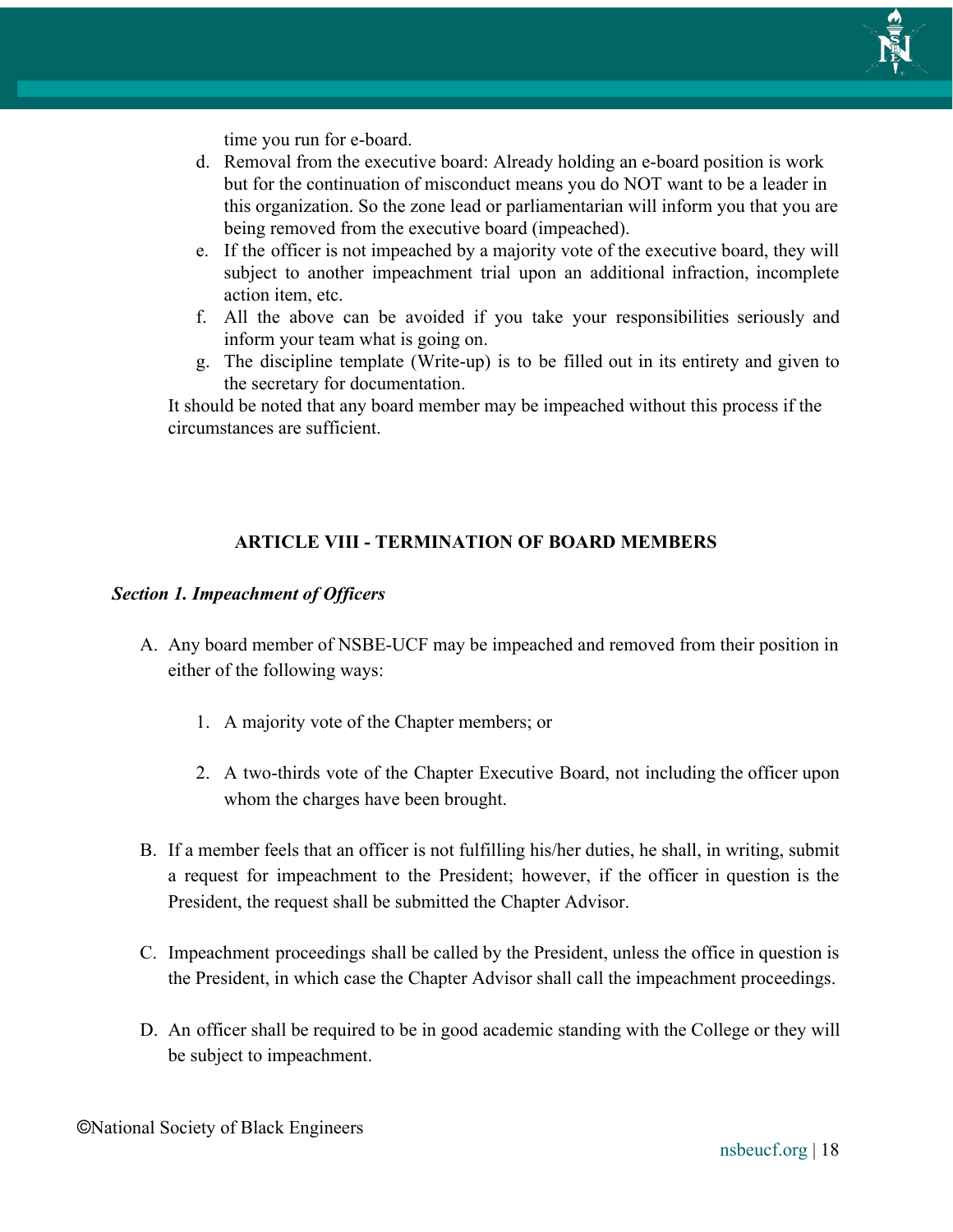time you run for e-board.

d. Removal from the executive board: Already holding an e-board position is work but for the continuation of misconduct means you do NOT want to be a leader in this organization. So the zone lead or parliamentarian will inform you that you are being removed from the executive board (impeached).
e. If the officer is not impeached by a majority vote of the executive board, they will subject to another impeachment trial upon an additional infraction, incomplete action item, etc.
f. All the above can be avoided if you take your responsibilities seriously and inform your team what is going on.
g. The discipline template (Write-up) is to be filled out in its entirety and given to the secretary for documentation.

It should be noted that any board member may be impeached without this process if the circumstances are sufficient.

## ARTICLE VIII - TERMINATION OF BOARD MEMBERS

### *Section 1. Impeachment of Officers*

A. Any board member of NSBE-UCF may be impeached and removed from their position in either of the following ways:

   1. A majority vote of the Chapter members; or
   2. A two-thirds vote of the Chapter Executive Board, not including the officer upon whom the charges have been brought.

B. If a member feels that an officer is not fulfilling his/her duties, he shall, in writing, submit a request for impeachment to the President; however, if the officer in question is the President, the request shall be submitted the Chapter Advisor.

C. Impeachment proceedings shall be called by the President, unless the office in question is the President, in which case the Chapter Advisor shall call the impeachment proceedings.

D. An officer shall be required to be in good academic standing with the College or they will be subject to impeachment.

©National Society of Black Engineers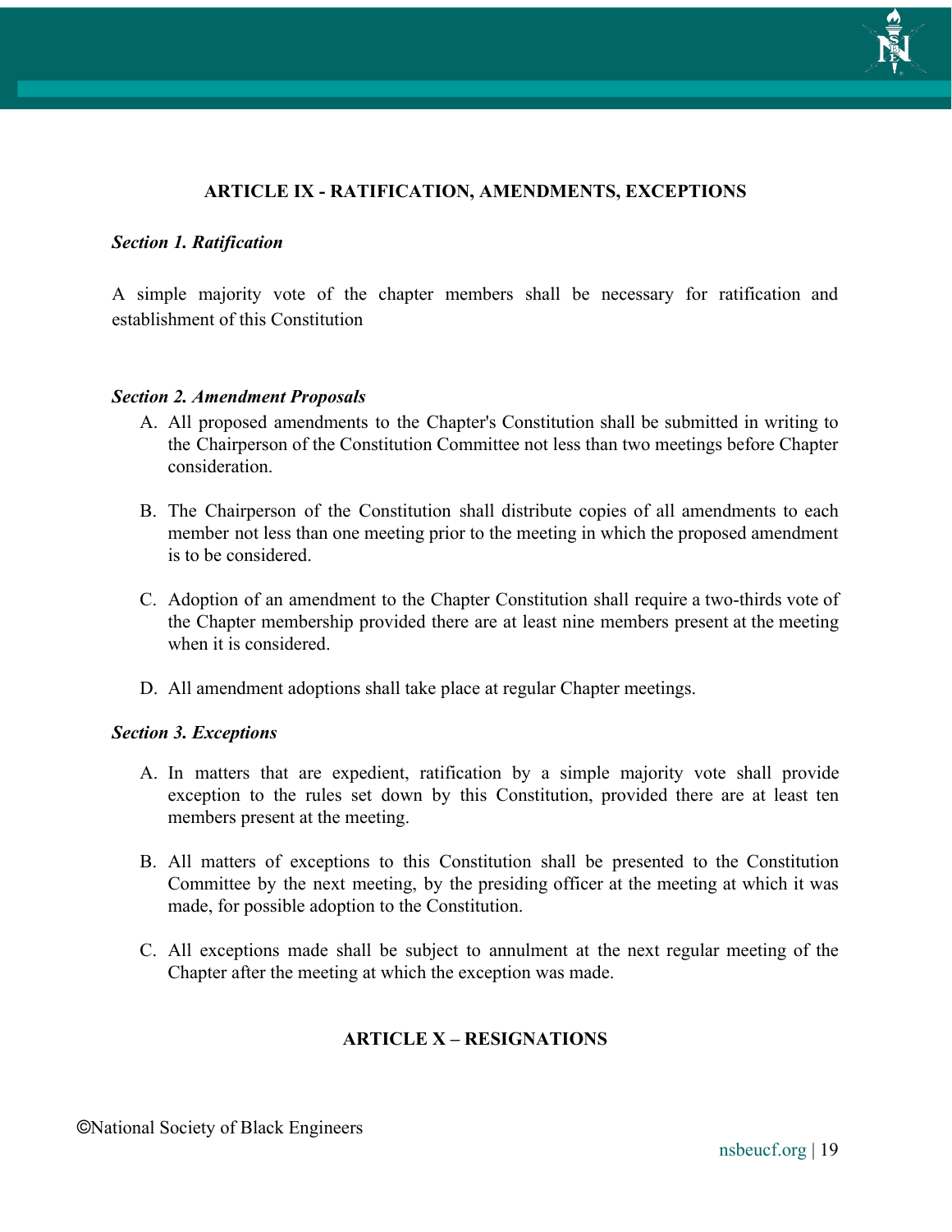## ARTICLE IX - RATIFICATION, AMENDMENTS, EXCEPTIONS

***Section 1. Ratification***

A simple majority vote of the chapter members shall be necessary for ratification and establishment of this Constitution

***Section 2. Amendment Proposals***

A. All proposed amendments to the Chapter's Constitution shall be submitted in writing to the Chairperson of the Constitution Committee not less than two meetings before Chapter consideration.

B. The Chairperson of the Constitution shall distribute copies of all amendments to each member not less than one meeting prior to the meeting in which the proposed amendment is to be considered.

C. Adoption of an amendment to the Chapter Constitution shall require a two-thirds vote of the Chapter membership provided there are at least nine members present at the meeting when it is considered.

D. All amendment adoptions shall take place at regular Chapter meetings.

***Section 3. Exceptions***

A. In matters that are expedient, ratification by a simple majority vote shall provide exception to the rules set down by this Constitution, provided there are at least ten members present at the meeting.

B. All matters of exceptions to this Constitution shall be presented to the Constitution Committee by the next meeting, by the presiding officer at the meeting at which it was made, for possible adoption to the Constitution.

C. All exceptions made shall be subject to annulment at the next regular meeting of the Chapter after the meeting at which the exception was made.

## ARTICLE X – RESIGNATIONS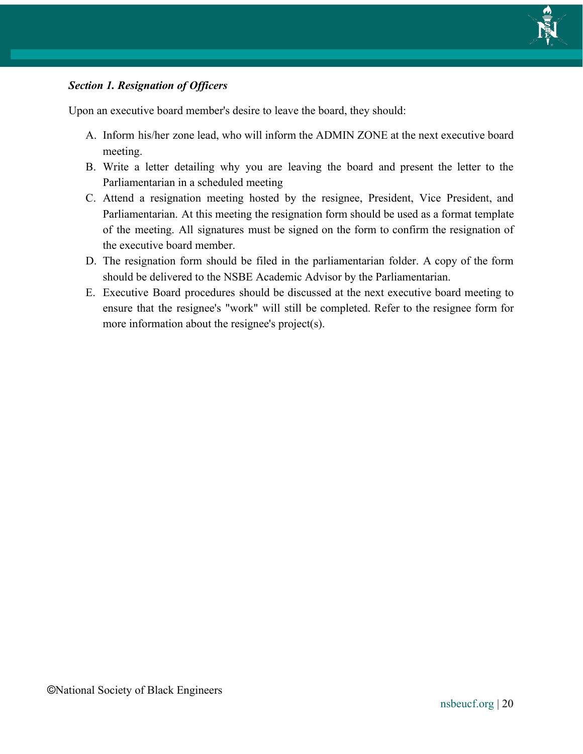***Section 1. Resignation of Officers***

Upon an executive board member's desire to leave the board, they should:

A. Inform his/her zone lead, who will inform the ADMIN ZONE at the next executive board meeting.
B. Write a letter detailing why you are leaving the board and present the letter to the Parliamentarian in a scheduled meeting
C. Attend a resignation meeting hosted by the resignee, President, Vice President, and Parliamentarian. At this meeting the resignation form should be used as a format template of the meeting. All signatures must be signed on the form to confirm the resignation of the executive board member.
D. The resignation form should be filed in the parliamentarian folder. A copy of the form should be delivered to the NSBE Academic Advisor by the Parliamentarian.
E. Executive Board procedures should be discussed at the next executive board meeting to ensure that the resignee's "work" will still be completed. Refer to the resignee form for more information about the resignee's project(s).